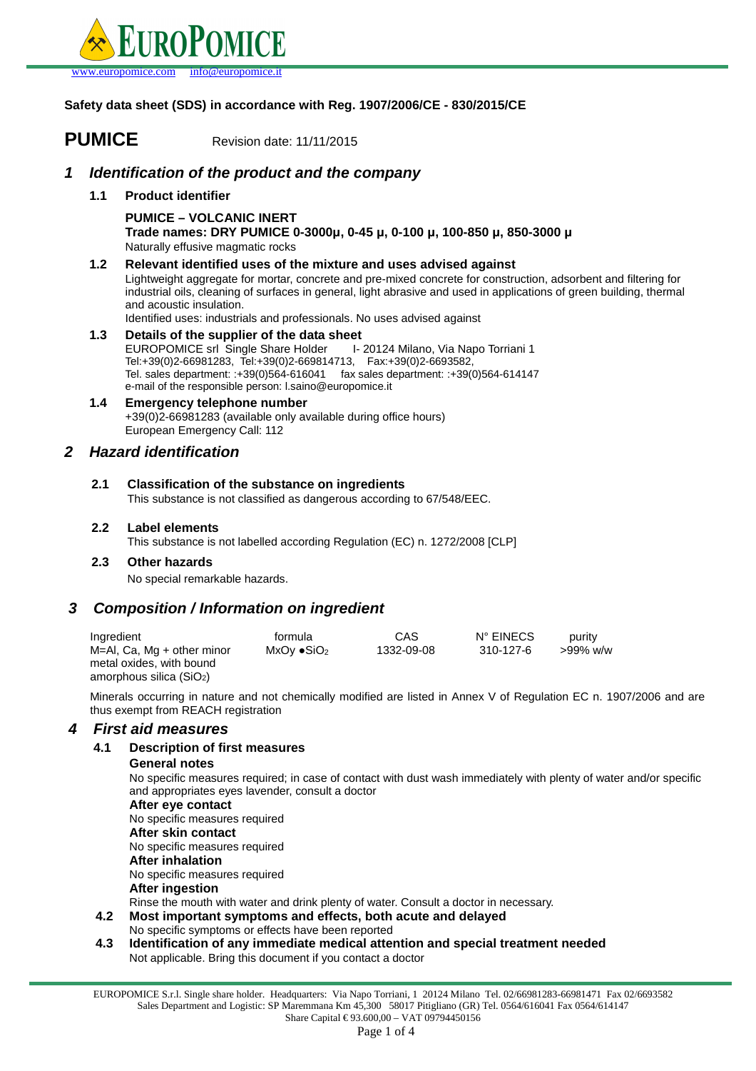# EUROPOMICE

www.europomice.com info@europomice.it

**Safety data sheet (SDS) in accordance with Reg. 1907/2006/CE - 830/2015/CE**

# PUMICE

Revision date: 11/11/2015

## *1 Identification of the product and the company*

### 1.1 Product identifier

**PUMICE – VOLCANIC INERT**
**Trade names: DRY PUMICE 0-3000μ, 0-45 μ, 0-100 μ, 100-850 μ, 850-3000 μ**
Naturally effusive magmatic rocks

### 1.2 Relevant identified uses of the mixture and uses advised against

Lightweight aggregate for mortar, concrete and pre-mixed concrete for construction, adsorbent and filtering for industrial oils, cleaning of surfaces in general, light abrasive and used in applications of green building, thermal and acoustic insulation.
Identified uses: industrials and professionals. No uses advised against

### 1.3 Details of the supplier of the data sheet

EUROPOMICE srl Single Share Holder I- 20124 Milano, Via Napo Torriani 1
Tel:+39(0)2-66981283, Tel:+39(0)2-669814713, Fax:+39(0)2-6693582,
Tel. sales department: :+39(0)564-616041 fax sales department: :+39(0)564-614147
e-mail of the responsible person: l.saino@europomice.it

### 1.4 Emergency telephone number

+39(0)2-66981283 (available only available during office hours)
European Emergency Call: 112

## *2 Hazard identification*

### 2.1 Classification of the substance on ingredients

This substance is not classified as dangerous according to 67/548/EEC.

### 2.2 Label elements

This substance is not labelled according Regulation (EC) n. 1272/2008 [CLP]

### 2.3 Other hazards

No special remarkable hazards.

## *3 Composition / Information on ingredient*

| Ingredient | formula | CAS | N° EINECS | purity |
|---|---|---|---|---|
| M=Al, Ca, Mg + other minor metal oxides, with bound amorphous silica ($SiO_2$) | $M_xO_y \bullet SiO_2$ | 1332-09-08 | 310-127-6 | >99% w/w |

Minerals occurring in nature and not chemically modified are listed in Annex V of Regulation EC n. 1907/2006 and are thus exempt from REACH registration

## *4 First aid measures*

### 4.1 Description of first measures

**General notes**
No specific measures required; in case of contact with dust wash immediately with plenty of water and/or specific and appropriates eyes lavender, consult a doctor

**After eye contact**
No specific measures required

**After skin contact**
No specific measures required

**After inhalation**
No specific measures required

**After ingestion**
Rinse the mouth with water and drink plenty of water. Consult a doctor in necessary.

### 4.2 Most important symptoms and effects, both acute and delayed

No specific symptoms or effects have been reported

### 4.3 Identification of any immediate medical attention and special treatment needed

Not applicable. Bring this document if you contact a doctor

EUROPOMICE S.r.l. Single share holder. Headquarters: Via Napo Torriani, 1 20124 Milano Tel. 02/66981283-66981471 Fax 02/6693582
Sales Department and Logistic: SP Maremmana Km 45,300 58017 Pitigliano (GR) Tel. 0564/616041 Fax 0564/614147
Share Capital € 93.600,00 – VAT 09794450156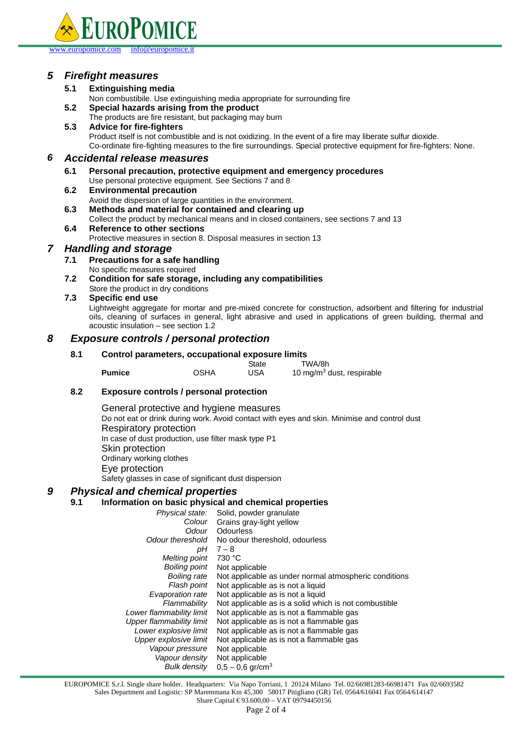## 5 Firefight measures

### 5.1 Extinguishing media

Non combustibile. Use extinguishing media appropriate for surrounding fire

### 5.2 Special hazards arising from the product

The products are fire resistant, but packaging may burn

### 5.3 Advice for fire-fighters

Product itself is not combustible and is not oxidizing. In the event of a fire may liberate sulfur dioxide. Co-ordinate fire-fighting measures to the fire surroundings. Special protective equipment for fire-fighters: None.

## 6 Accidental release measures

### 6.1 Personal precaution, protective equipment and emergency procedures

Use personal protective equipment. See Sections 7 and 8

### 6.2 Environmental precaution

Avoid the dispersion of large quantities in the environment.

### 6.3 Methods and material for contained and clearing up

Collect the product by mechanical means and in closed containers, see sections 7 and 13

### 6.4 Reference to other sections

Protective measures in section 8. Disposal measures in section 13

## 7 Handling and storage

### 7.1 Precautions for a safe handling

No specific measures required

### 7.2 Condition for safe storage, including any compatibilities

Store the product in dry conditions

### 7.3 Specific end use

Lightweight aggregate for mortar and pre-mixed concrete for construction, adsorbent and filtering for industrial oils, cleaning of surfaces in general, light abrasive and used in applications of green building, thermal and acoustic insulation – see section 1.2

## 8 Exposure controls / personal protection

### 8.1 Control parameters, occupational exposure limits

| | | State | TWA/8h |
|---|---|---|---|
| **Pumice** | OSHA | USA | 10 mg/m$^3$ dust, respirable |

### 8.2 Exposure controls / personal protection

General protective and hygiene measures

Do not eat or drink during work. Avoid contact with eyes and skin. Minimise and control dust

Respiratory protection

In case of dust production, use filter mask type P1

Skin protection

Ordinary working clothes

Eye protection

Safety glasses in case of significant dust dispersion

## 9 Physical and chemical properties

### 9.1 Information on basic physical and chemical properties

| | |
|---|---|
| *Physical state:* | Solid, powder granulate |
| *Colour* | Grains gray-light yellow |
| *Odour* | Odourless |
| *Odour thereshold* | No odour thereshold, odourless |
| *pH* | 7 – 8 |
| *Melting point* | 730 °C |
| *Boiling point* | Not applicable |
| *Boiling rate* | Not applicable as under normal atmospheric conditions |
| *Flash point* | Not applicable as is not a liquid |
| *Evaporation rate* | Not applicable as is not a liquid |
| *Flammability* | Not applicable as is a solid which is not combustible |
| *Lower flammability limit* | Not applicable as is not a flammable gas |
| *Upper flammability limit* | Not applicable as is not a flammable gas |
| *Lower explosive limit* | Not applicable as is not a flammable gas |
| *Upper explosive limit* | Not applicable as is not a flammable gas |
| *Vapour pressure* | Not applicable |
| *Vapour density* | Not applicable |
| *Bulk density* | 0,5 – 0,6 gr/cm$^3$ |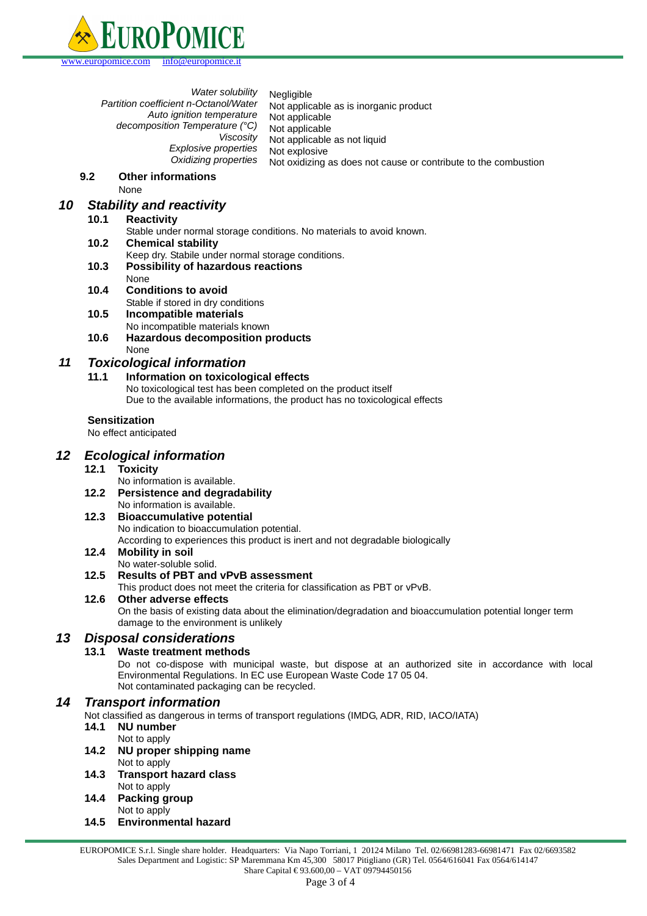| | |
|---|---|
| *Water solubility* | Negligible |
| *Partition coefficient n-Octanol/Water* | Not applicable as is inorganic product |
| *Auto ignition temperature* | Not applicable |
| *decomposition Temperature (°C)* | Not applicable |
| *Viscosity* | Not applicable as not liquid |
| *Explosive properties* | Not explosive |
| *Oxidizing properties* | Not oxidizing as does not cause or contribute to the combustion |

### 9.2 Other informations

None

## *10 Stability and reactivity*

### 10.1 Reactivity

Stable under normal storage conditions. No materials to avoid known.

### 10.2 Chemical stability

Keep dry. Stabile under normal storage conditions.

### 10.3 Possibility of hazardous reactions

None

### 10.4 Conditions to avoid

Stable if stored in dry conditions

### 10.5 Incompatible materials

No incompatible materials known

### 10.6 Hazardous decomposition products

None

## *11 Toxicological information*

### 11.1 Information on toxicological effects

No toxicological test has been completed on the product itself
Due to the available informations, the product has no toxicological effects

**Sensitization**

No effect anticipated

## *12 Ecological information*

### 12.1 Toxicity

No information is available.

### 12.2 Persistence and degradability

No information is available.

### 12.3 Bioaccumulative potential

No indication to bioaccumulation potential.
According to experiences this product is inert and not degradable biologically

### 12.4 Mobility in soil

No water-soluble solid.

### 12.5 Results of PBT and vPvB assessment

This product does not meet the criteria for classification as PBT or vPvB.

### 12.6 Other adverse effects

On the basis of existing data about the elimination/degradation and bioaccumulation potential longer term damage to the environment is unlikely

## *13 Disposal considerations*

### 13.1 Waste treatment methods

Do not co-dispose with municipal waste, but dispose at an authorized site in accordance with local Environmental Regulations. In EC use European Waste Code 17 05 04.
Not contaminated packaging can be recycled.

## *14 Transport information*

Not classified as dangerous in terms of transport regulations (IMDG, ADR, RID, IACO/IATA)

### 14.1 NU number

Not to apply

### 14.2 NU proper shipping name

Not to apply

### 14.3 Transport hazard class

Not to apply

### 14.4 Packing group

Not to apply

### 14.5 Environmental hazard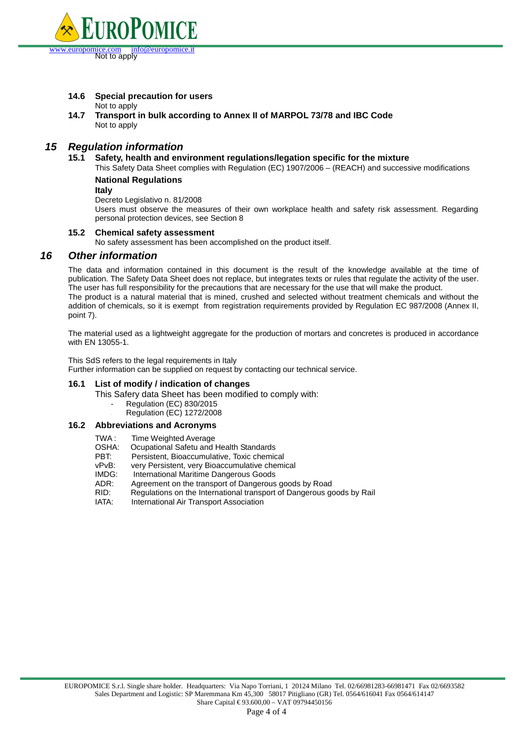Not to apply

**14.6 Special precaution for users**

Not to apply

**14.7 Transport in bulk according to Annex II of MARPOL 73/78 and IBC Code**

Not to apply

## *15 Regulation information*

**15.1 Safety, health and environment regulations/legation specific for the mixture**

This Safety Data Sheet complies with Regulation (EC) 1907/2006 – (REACH) and successive modifications

**National Regulations**

**Italy**

Decreto Legislativo n. 81/2008

Users must observe the measures of their own workplace health and safety risk assessment. Regarding personal protection devices, see Section 8

**15.2 Chemical safety assessment**

No safety assessment has been accomplished on the product itself.

## *16 Other information*

The data and information contained in this document is the result of the knowledge available at the time of publication. The Safety Data Sheet does not replace, but integrates texts or rules that regulate the activity of the user. The user has full responsibility for the precautions that are necessary for the use that will make the product.
The product is a natural material that is mined, crushed and selected without treatment chemicals and without the addition of chemicals, so it is exempt from registration requirements provided by Regulation EC 987/2008 (Annex II, point 7).

The material used as a lightweight aggregate for the production of mortars and concretes is produced in accordance with EN 13055-1.

This SdS refers to the legal requirements in Italy
Further information can be supplied on request by contacting our technical service.

**16.1 List of modify / indication of changes**

This Safery data Sheet has been modified to comply with:

- Regulation (EC) 830/2015
- Regulation (EC) 1272/2008

**16.2 Abbreviations and Acronyms**

TWA : Time Weighted Average
OSHA: Ocupational Safetu and Health Standards
PBT: Persistent, Bioaccumulative, Toxic chemical
vPvB: very Persistent, very Bioaccumulative chemical
IMDG: International Maritime Dangerous Goods
ADR: Agreement on the transport of Dangerous goods by Road
RID: Regulations on the International transport of Dangerous goods by Rail
IATA: International Air Transport Association